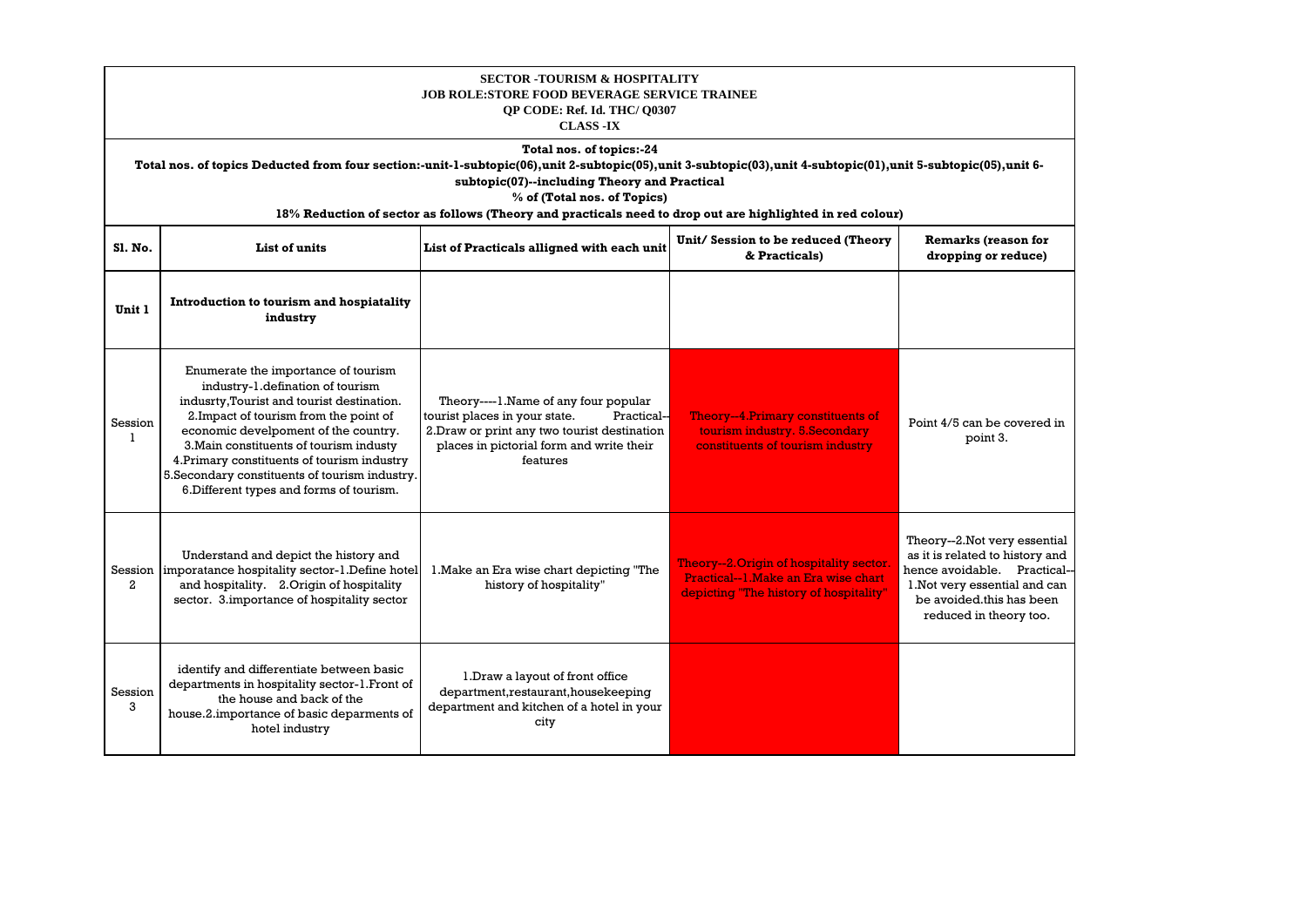**SECTOR -TOURISM & HOSPITALITY**
**JOB ROLE:STORE FOOD BEVERAGE SERVICE TRAINEE**
**QP CODE: Ref. Id. THC/ Q0307**
**CLASS -IX**

**Total nos. of topics:-24**
**Total nos. of topics Deducted from four section:-unit-1-subtopic(06),unit 2-subtopic(05),unit 3-subtopic(03),unit 4-subtopic(01),unit 5-subtopic(05),unit 6-subtopic(07)--including Theory and Practical**
**% of (Total nos. of Topics)**
**18% Reduction of sector as follows (Theory and practicals need to drop out are highlighted in red colour)**

| Sl. No. | List of units | List of Practicals alligned with each unit | Unit/ Session to be reduced (Theory & Practicals) | Remarks (reason for dropping or reduce) |
|---|---|---|---|---|
| **Unit 1** | **Introduction to tourism and hospiatality industry** | | | |
| Session 1 | Enumerate the importance of tourism industry-1.defination of tourism indusrty,Tourist and tourist destination. 2.Impact of tourism from the point of economic develpoment of the country. 3.Main constituents of tourism industy 4.Primary constituents of tourism industry 5.Secondary constituents of tourism industry. 6.Different types and forms of tourism. | Theory----1.Name of any four popular tourist places in your state. Practical--2.Draw or print any two tourist destination places in pictorial form and write their features | Theory--4.Primary constituents of tourism industry. 5.Secondary constituents of tourism industry | Point 4/5 can be covered in point 3. |
| Session 2 | Understand and depict the history and imporatance hospitality sector-1.Define hotel and hospitality. 2.Origin of hospitality sector. 3.importance of hospitality sector | 1.Make an Era wise chart depicting "The history of hospitality" | Theory--2.Origin of hospitality sector. Practical--1.Make an Era wise chart depicting "The history of hospitality" | Theory--2.Not very essential as it is related to history and hence avoidable. Practical--1.Not very essential and can be avoided.this has been reduced in theory too. |
| Session 3 | identify and differentiate between basic departments in hospitality sector-1.Front of the house and back of the house.2.importance of basic deparments of hotel industry | 1.Draw a layout of front office department,restaurant,housekeeping department and kitchen of a hotel in your city | | |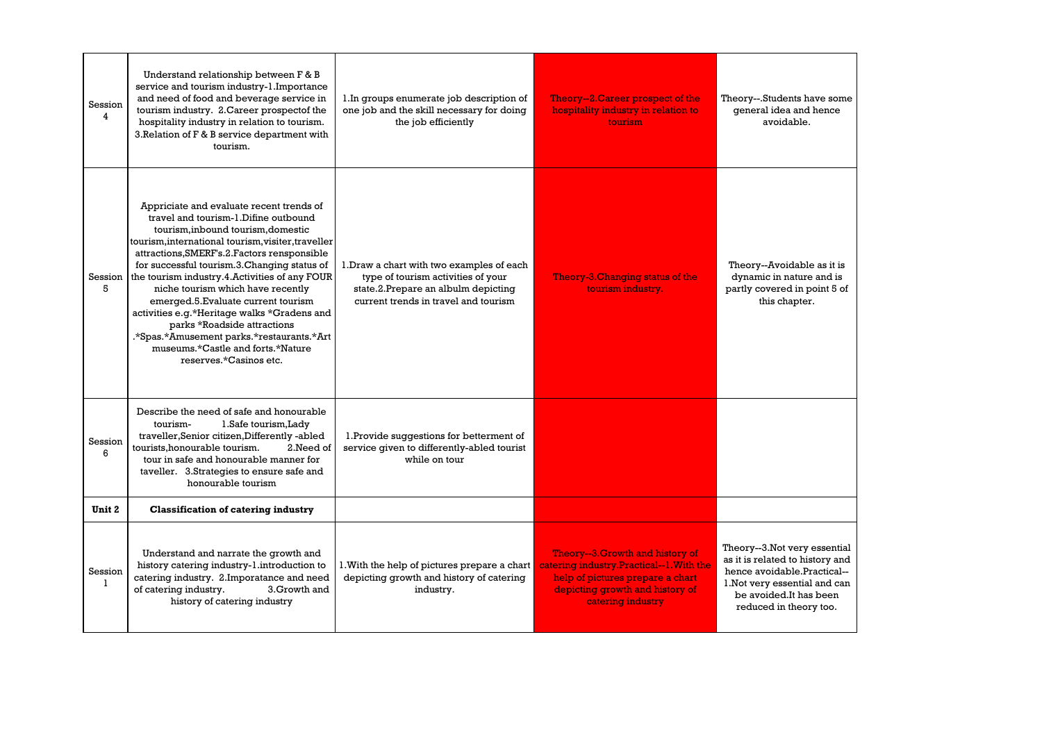| | | | | |
|---|---|---|---|---|
| Session 4 | Understand relationship between F & B service and tourism industry-1.Importance and need of food and beverage service in tourism industry. 2.Career prospectof the hospitality industry in relation to tourism. 3.Relation of F & B service department with tourism. | 1.In groups enumerate job description of one job and the skill necessary for doing the job efficiently | Theory--2.Career prospect of the hospitality industry in relation to tourism | Theory--.Students have some general idea and hence avoidable. |
| Session 5 | Appriciate and evaluate recent trends of travel and tourism-1.Difine outbound tourism,inbound tourism,domestic tourism,international tourism,visiter,traveller attractions,SMERF's.2.Factors rensponsible for successful tourism.3.Changing status of the tourism industry.4.Activities of any FOUR niche tourism which have recently emerged.5.Evaluate current tourism activities e.g.*Heritage walks *Gradens and parks *Roadside attractions .*Spas.*Amusement parks.*restaurants.*Art museums.*Castle and forts.*Nature reserves.*Casinos etc. | 1.Draw a chart with two examples of each type of tourism activities of your state.2.Prepare an albulm depicting current trends in travel and tourism | Theory-3.Changing status of the tourism industry. | Theory--Avoidable as it is dynamic in nature and is partly covered in point 5 of this chapter. |
| Session 6 | Describe the need of safe and honourable tourism- 1.Safe tourism,Lady traveller,Senior citizen,Differently -abled tourists,honourable tourism. 2.Need of tour in safe and honourable manner for taveller. 3.Strategies to ensure safe and honourable tourism | 1.Provide suggestions for betterment of service given to differently-abled tourist while on tour | | |
| **Unit 2** | **Classification of catering industry** | | | |
| Session 1 | Understand and narrate the growth and history catering industry-1.introduction to catering industry. 2.Imporatance and need of catering industry. 3.Growth and history of catering industry | 1.With the help of pictures prepare a chart depicting growth and history of catering industry. | Theory--3.Growth and history of catering industry.Practical--1.With the help of pictures prepare a chart depicting growth and history of catering industry | Theory--3.Not very essential as it is related to history and hence avoidable.Practical--1.Not very essential and can be avoided.It has been reduced in theory too. |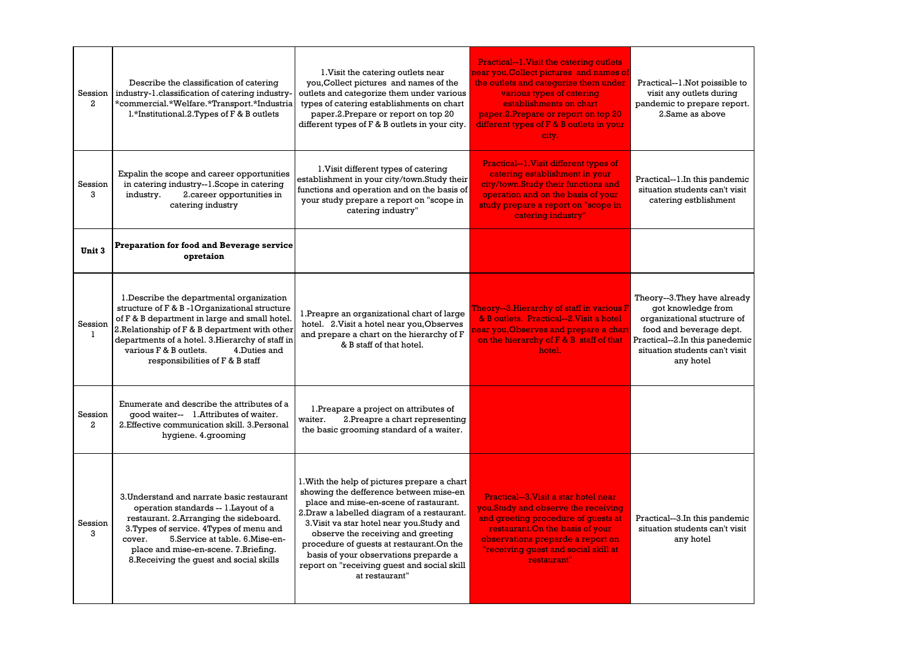| | | | | |
|---|---|---|---|---|
| Session 2 | Describe the classification of catering industry-1.classification of catering industry-*commercial.*Welfare.*Transport.*Industrial.*Institutional.2.Types of F & B outlets | 1.Visit the catering outlets near you,Collect pictures and names of the outlets and categorize them under various types of catering establishments on chart paper.2.Prepare or report on top 20 different types of F & B outlets in your city. | Practical--1.Visit the catering outlets near you,Collect pictures and names of the outlets and categorize them under various types of catering establishments on chart paper.2.Prepare or report on top 20 different types of F & B outlets in your city. | Practical--1.Not poissible to visit any outlets during pandemic to prepare report. 2.Same as above |
| Session 3 | Expalin the scope and career opportunities in catering industry--1.Scope in catering industry. 2.career opportunities in catering industry | 1.Visit different types of catering establishment in your city/town.Study their functions and operation and on the basis of your study prepare a report on "scope in catering industry" | Practical--1.Visit different types of catering establishment in your city/town.Study their functions and operation and on the basis of your study prepare a report on "scope in catering industry" | Practical--1.In this pandemic situation students can't visit catering estblishment |
| **Unit 3** | **Preparation for food and Beverage service opretaion** | | | |
| Session 1 | 1.Describe the departmental organization structure of F & B -1Organizational structure of F & B department in large and small hotel. 2.Relationship of F & B department with other departments of a hotel. 3.Hierarchy of staff in various F & B outlets. 4.Duties and responsibilities of F & B staff | 1.Preapre an organizational chart of large hotel. 2.Visit a hotel near you,Observes and prepare a chart on the hierarchy of F & B staff of that hotel. | Theory--3.Hierarchy of staff in various F & B outlets. Practical--2.Visit a hotel near you,Observes and prepare a chart on the hierarchy of F & B staff of that hotel. | Theory--3.They have already got knowledge from organizational stuctrure of food and beverage dept. Practical--2.In this panedemic situation students can't visit any hotel |
| Session 2 | Enumerate and describe the attributes of a good waiter-- 1.Attributes of waiter. 2.Effective communication skill. 3.Personal hygiene. 4.grooming | 1.Preapare a project on attributes of waiter. 2.Preapre a chart representing the basic grooming standard of a waiter. | | |
| Session 3 | 3.Understand and narrate basic restaurant operation standards -- 1.Layout of a restaurant. 2.Arranging the sideboard. 3.Types of service. 4Types of menu and cover. 5.Service at table. 6.Mise-en-place and mise-en-scene. 7.Briefing. 8.Receiving the guest and social skills | 1.With the help of pictures prepare a chart showing the defference between mise-en place and mise-en-scene of rastaurant. 2.Draw a labelled diagram of a restaurant. 3.Visit va star hotel near you.Study and observe the receiving and greeting procedure of guests at restaurant.On the basis of your observations preparde a report on "receiving guest and social skill at restaurant" | Practical--3.Visit a star hotel near you.Study and observe the receiving and greeting procedure of guests at restaurant.On the basis of your observations preparde a report on "receiving guest and social skill at restaurant" | Practical--3.In this pandemic situation students can't visit any hotel |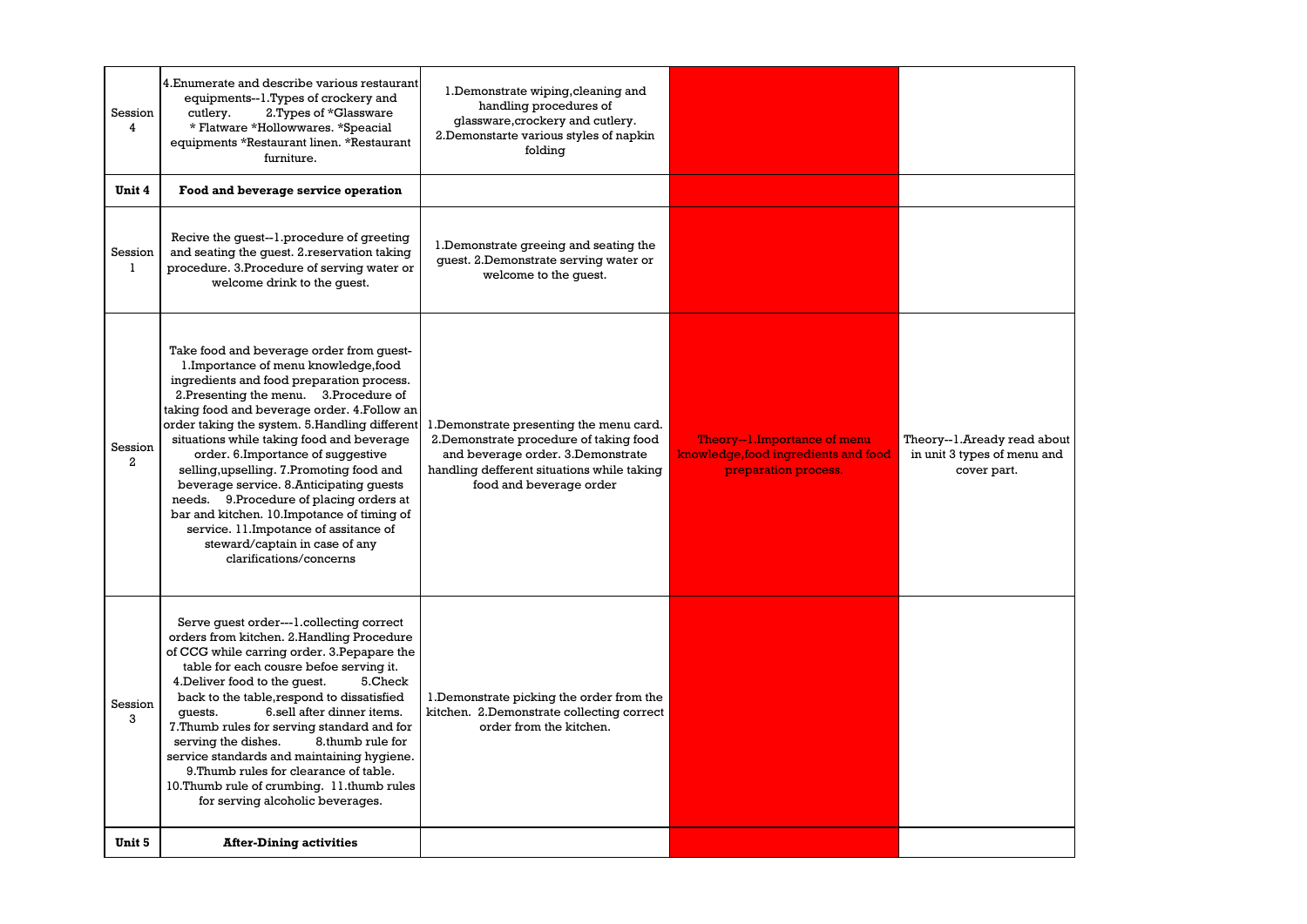| | | | | |
|---|---|---|---|---|
| Session 4 | 4.Enumerate and describe various restaurant equipments--1.Types of crockery and cutlery. 2.Types of *Glassware * Flatware *Hollowwares. *Speacial equipments *Restaurant linen. *Restaurant furniture. | 1.Demonstrate wiping,cleaning and handling procedures of glassware,crockery and cutlery. 2.Demonstarte various styles of napkin folding | | |
| **Unit 4** | **Food and beverage service operation** | | | |
| Session 1 | Recive the guest--1.procedure of greeting and seating the guest. 2.reservation taking procedure. 3.Procedure of serving water or welcome drink to the guest. | 1.Demonstrate greeing and seating the guest. 2.Demonstrate serving water or welcome to the guest. | | |
| Session 2 | Take food and beverage order from guest-1.Importance of menu knowledge,food ingredients and food preparation process. 2.Presenting the menu. 3.Procedure of taking food and beverage order. 4.Follow an order taking the system. 5.Handling different situations while taking food and beverage order. 6.Importance of suggestive selling,upselling. 7.Promoting food and beverage service. 8.Anticipating guests needs. 9.Procedure of placing orders at bar and kitchen. 10.Impotance of timing of service. 11.Impotance of assitance of steward/captain in case of any clarifications/concerns | 1.Demonstrate presenting the menu card. 2.Demonstrate procedure of taking food and beverage order. 3.Demonstrate handling defferent situations while taking food and beverage order | Theory--1.Importance of menu knowledge,food ingredients and food preparation process. | Theory--1.Aready read about in unit 3 types of menu and cover part. |
| Session 3 | Serve guest order---1.collecting correct orders from kitchen. 2.Handling Procedure of CCG while carring order. 3.Pepapare the table for each cousre befoe serving it. 4.Deliver food to the guest. 5.Check back to the table,respond to dissatisfied guests. 6.sell after dinner items. 7.Thumb rules for serving standard and for serving the dishes. 8.thumb rule for service standards and maintaining hygiene. 9.Thumb rules for clearance of table. 10.Thumb rule of crumbing. 11.thumb rules for serving alcoholic beverages. | 1.Demonstrate picking the order from the kitchen. 2.Demonstrate collecting correct order from the kitchen. | | |
| **Unit 5** | **After-Dining activities** | | | |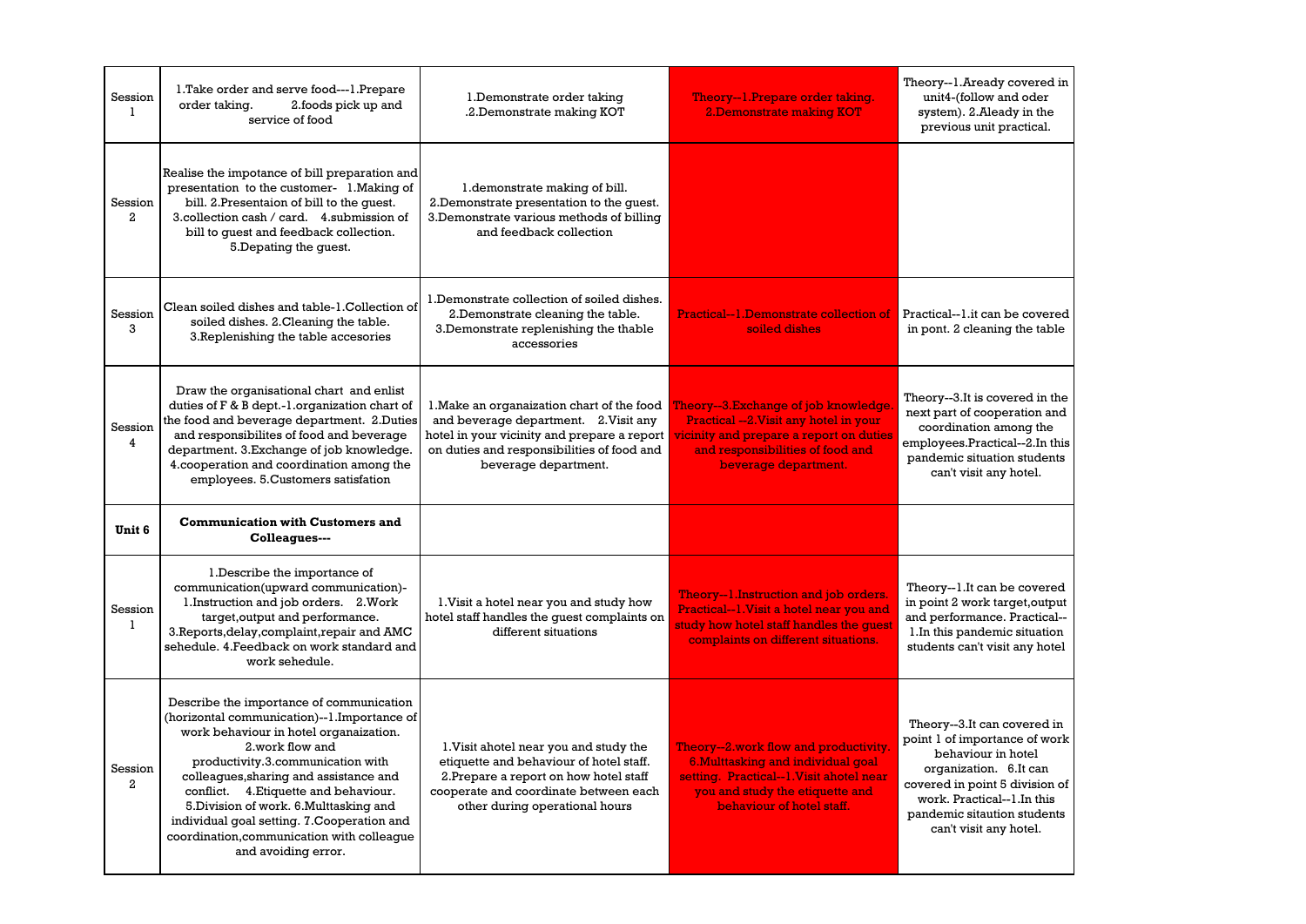| | | | | |
|---|---|---|---|---|
| Session 1 | 1.Take order and serve food---1.Prepare order taking. 2.foods pick up and service of food | 1.Demonstrate order taking .2.Demonstrate making KOT | Theory--1.Prepare order taking. 2.Demonstrate making KOT | Theory--1.Aready covered in unit4-(follow and oder system). 2.Aleady in the previous unit practical. |
| Session 2 | Realise the impotance of bill preparation and presentation to the customer- 1.Making of bill. 2.Presentaion of bill to the guest. 3.collection cash / card. 4.submission of bill to guest and feedback collection. 5.Depating the guest. | 1.demonstrate making of bill. 2.Demonstraie presentation to the guest. 3.Demonstrate various methods of billing and feedback collection | | |
| Session 3 | Clean soiled dishes and table-1.Collection of soiled dishes. 2.Cleaning the table. 3.Replenishing the table accesories | 1.Demonstrate collection of soiled dishes. 2.Demonstrate cleaning the table. 3.Demonstrate replenishing the thable accessories | Practical--1.Demonstrate collection of soiled dishes | Practical--1.it can be covered in pont. 2 cleaning the table |
| Session 4 | Draw the organisational chart and enlist duties of F & B dept.-1.organization chart of the food and beverage department. 2.Duties and responsibilites of food and beverage department. 3.Exchange of job knowledge. 4.cooperation and coordination among the employees. 5.Customers satisfation | 1.Make an organaization chart of the food and beverage department. 2.Visit any hotel in your vicinity and prepare a report on duties and responsibilities of food and beverage department. | Theory--3.Exchange of job knowledge. Practical --2.Visit any hotel in your vicinity and prepare a report on duties and responsibilities of food and beverage department. | Theory--3.It is covered in the next part of cooperation and coordination among the employees.Practical--2.In this pandemic situation students can't visit any hotel. |
| **Unit 6** | **Communication with Customers and Colleagues---** | | | |
| Session 1 | 1.Describe the importance of communication(upward communication)-1.Instruction and job orders. 2.Work target,output and performance. 3.Reports,delay,complaint,repair and AMC sehedule. 4.Feedback on work standard and work sehedule. | 1.Visit a hotel near you and study how hotel staff handles the guest complaints on different situations | Theory--1.Instruction and job orders. Practical--1.Visit a hotel near you and study how hotel staff handles the guest complaints on different situations. | Theory--1.It can be covered in point 2 work target,output and performance. Practical--1.In this pandemic situation students can't visit any hotel |
| Session 2 | Describe the importance of communication (horizontal communication)--1.Importance of work behaviour in hotel organaization. 2.work flow and productivity.3.communication with colleagues,sharing and assistance and conflict. 4.Etiquette and behaviour. 5.Division of work. 6.Multtasking and individual goal setting. 7.Cooperation and coordination,communication with colleague and avoiding error. | 1.Visit ahotel near you and study the etiquette and behaviour of hotel staff. 2.Prepare a report on how hotel staff cooperate and coordinate between each other during operational hours | Theory--2.work flow and productivity. 6.Multtasking and individual goal setting. Practical--1.Visit ahotel near you and study the etiquette and behaviour of hotel staff. | Theory--3.It can covered in point 1 of importance of work behaviour in hotel organization. 6.It can covered in point 5 division of work. Practical--1.In this pandemic sitaution students can't visit any hotel. |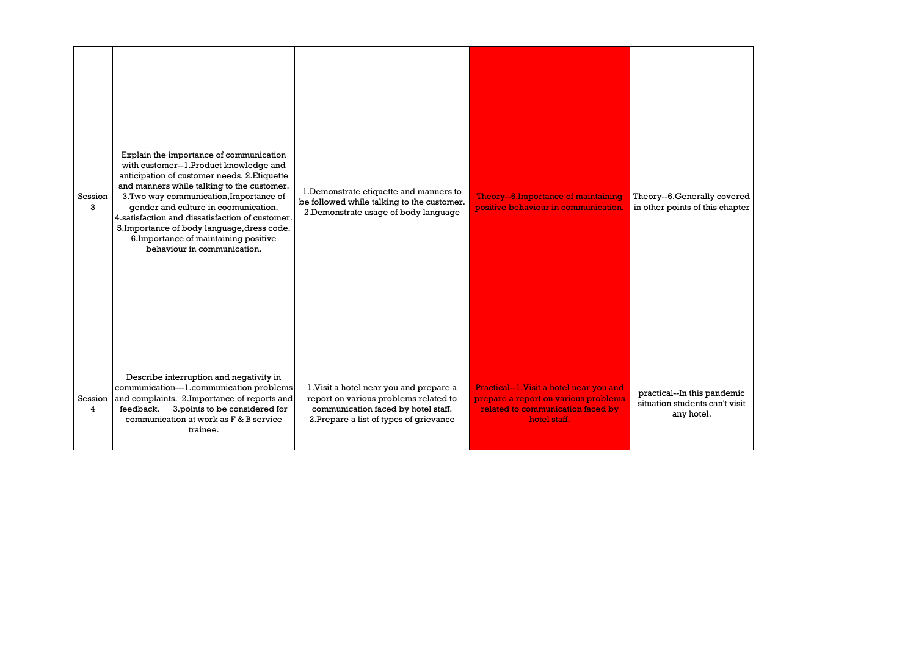| | | | | |
|---|---|---|---|---|
| Session 3 | Explain the importance of communication with customer--1.Product knowledge and anticipation of customer needs. 2.Etiquette and manners while talking to the customer. 3.Two way communication,Importance of gender and culture in coomunication. 4.satisfaction and dissatisfaction of customer. 5.Importance of body language,dress code. 6.Importance of maintaining positive behaviour in communication. | 1.Demonstrate etiquette and manners to be followed while talking to the customer. 2.Demonstrate usage of body language | Theory--6.Importance of maintaining positive behaviour in communication. | Theory--6.Generally covered in other points of this chapter |
| Session 4 | Describe interruption and negativity in communication---1.communication problems and complaints. 2.Importance of reports and feedback. 3.points to be considered for communication at work as F & B service trainee. | 1.Visit a hotel near you and prepare a report on various problems related to communication faced by hotel staff. 2.Prepare a list of types of grievance | Practical--1.Visit a hotel near you and prepare a report on various problems related to communication faced by hotel staff. | practical--In this pandemic situation students can't visit any hotel. |